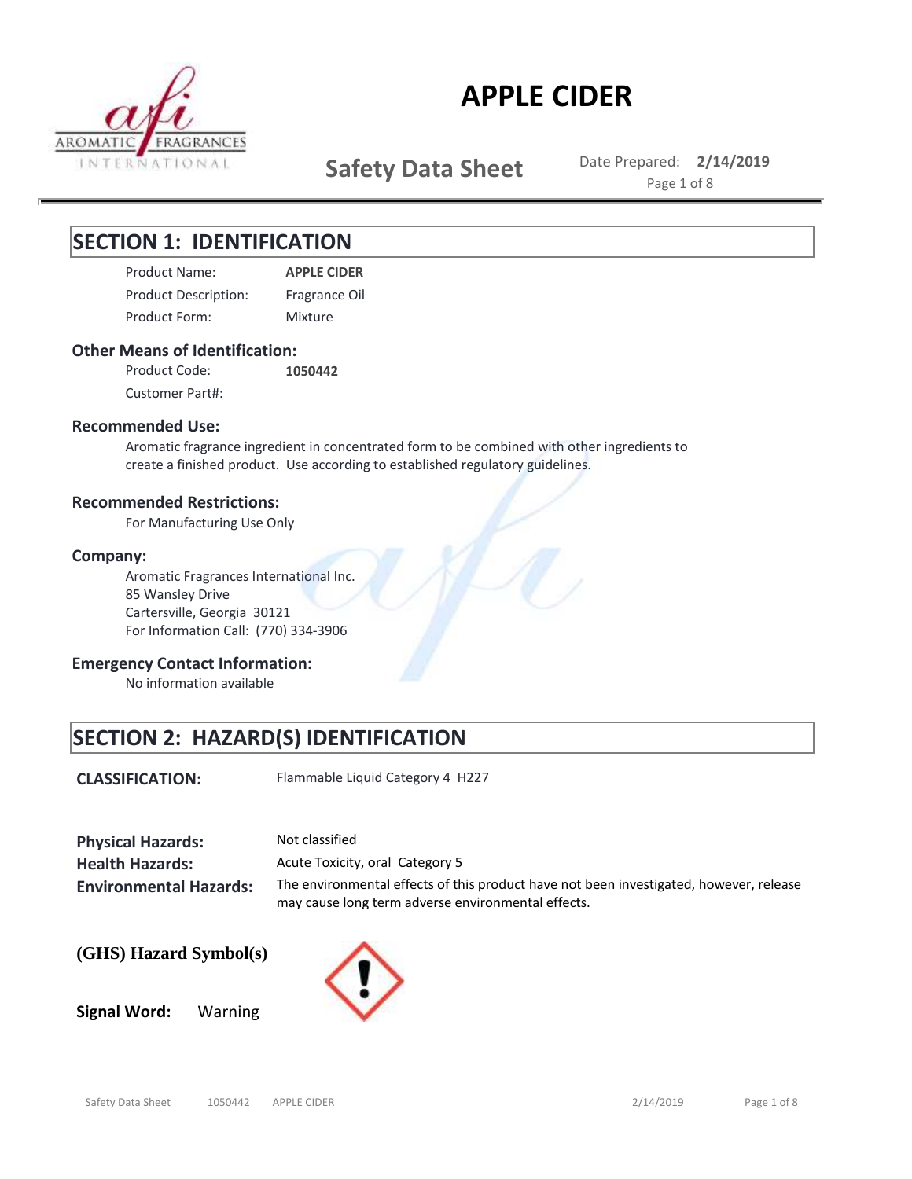# APPLE CIDER

**Safety Data Sheet**

Date Prepared: **2/14/2019**

## SECTION 1: IDENTIFICATION

Product Name: **APPLE CIDER**

Product Description: Fragrance Oil

Product Form: Mixture

### Other Means of Identification:

Product Code: **1050442**

Customer Part#:

### Recommended Use:

Aromatic fragrance ingredient in concentrated form to be combined with other ingredients to create a finished product. Use according to established regulatory guidelines.

### Recommended Restrictions:

For Manufacturing Use Only

### Company:

Aromatic Fragrances International Inc.
85 Wansley Drive
Cartersville, Georgia 30121
For Information Call: (770) 334-3906

### Emergency Contact Information:

No information available

## SECTION 2: HAZARD(S) IDENTIFICATION

**CLASSIFICATION:** Flammable Liquid Category 4 H227

**Physical Hazards:** Not classified

**Health Hazards:** Acute Toxicity, oral Category 5

**Environmental Hazards:** The environmental effects of this product have not been investigated, however, release may cause long term adverse environmental effects.

**(GHS) Hazard Symbol(s)**

**Signal Word:** Warning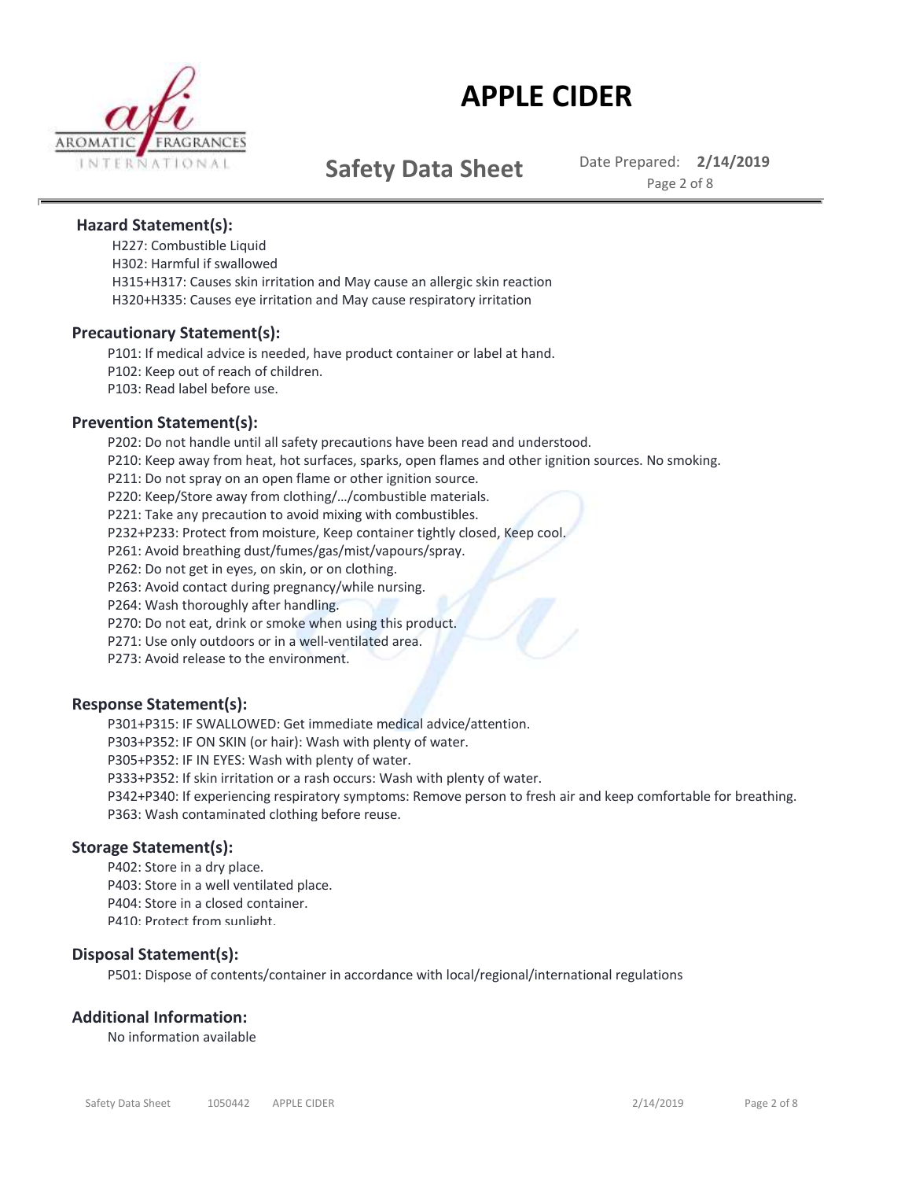### Hazard Statement(s):

H227: Combustible Liquid
H302: Harmful if swallowed
H315+H317: Causes skin irritation and May cause an allergic skin reaction
H320+H335: Causes eye irritation and May cause respiratory irritation

### Precautionary Statement(s):

P101: If medical advice is needed, have product container or label at hand.
P102: Keep out of reach of children.
P103: Read label before use.

### Prevention Statement(s):

P202: Do not handle until all safety precautions have been read and understood.
P210: Keep away from heat, hot surfaces, sparks, open flames and other ignition sources. No smoking.
P211: Do not spray on an open flame or other ignition source.
P220: Keep/Store away from clothing/…/combustible materials.
P221: Take any precaution to avoid mixing with combustibles.
P232+P233: Protect from moisture, Keep container tightly closed, Keep cool.
P261: Avoid breathing dust/fumes/gas/mist/vapours/spray.
P262: Do not get in eyes, on skin, or on clothing.
P263: Avoid contact during pregnancy/while nursing.
P264: Wash thoroughly after handling.
P270: Do not eat, drink or smoke when using this product.
P271: Use only outdoors or in a well-ventilated area.
P273: Avoid release to the environment.

### Response Statement(s):

P301+P315: IF SWALLOWED: Get immediate medical advice/attention.
P303+P352: IF ON SKIN (or hair): Wash with plenty of water.
P305+P352: IF IN EYES: Wash with plenty of water.
P333+P352: If skin irritation or a rash occurs: Wash with plenty of water.
P342+P340: If experiencing respiratory symptoms: Remove person to fresh air and keep comfortable for breathing.
P363: Wash contaminated clothing before reuse.

### Storage Statement(s):

P402: Store in a dry place.
P403: Store in a well ventilated place.
P404: Store in a closed container.
P410: Protect from sunlight.

### Disposal Statement(s):

P501: Dispose of contents/container in accordance with local/regional/international regulations

### Additional Information:

No information available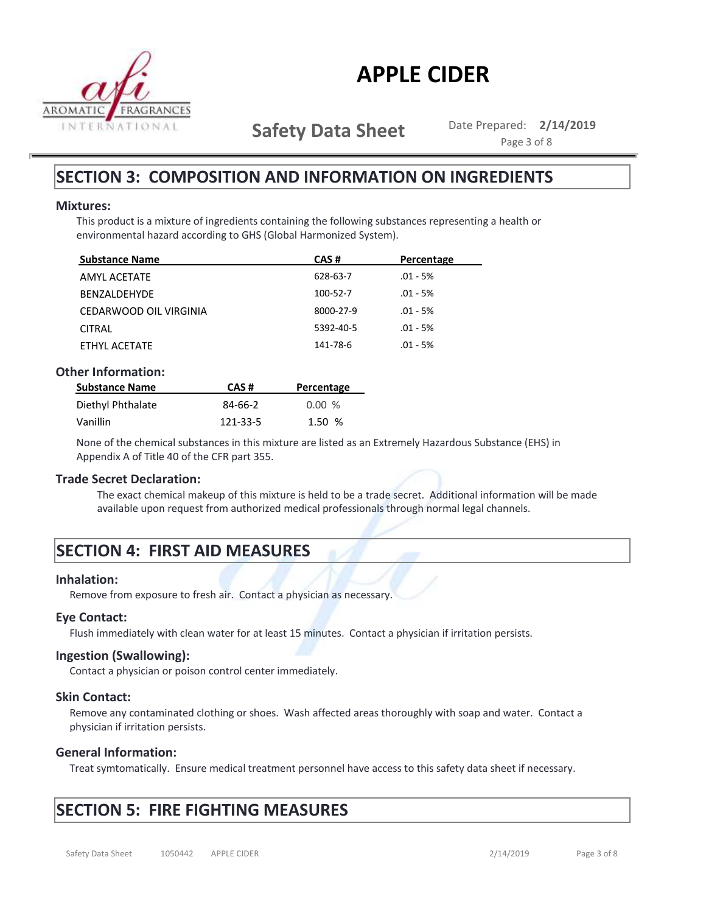## SECTION 3: COMPOSITION AND INFORMATION ON INGREDIENTS

### Mixtures:

This product is a mixture of ingredients containing the following substances representing a health or environmental hazard according to GHS (Global Harmonized System).

| Substance Name | CAS # | Percentage |
|---|---|---|
| AMYL ACETATE | 628-63-7 | .01 - 5% |
| BENZALDEHYDE | 100-52-7 | .01 - 5% |
| CEDARWOOD OIL VIRGINIA | 8000-27-9 | .01 - 5% |
| CITRAL | 5392-40-5 | .01 - 5% |
| ETHYL ACETATE | 141-78-6 | .01 - 5% |

### Other Information:

| Substance Name | CAS # | Percentage |
|---|---|---|
| Diethyl Phthalate | 84-66-2 | 0.00 % |
| Vanillin | 121-33-5 | 1.50 % |

None of the chemical substances in this mixture are listed as an Extremely Hazardous Substance (EHS) in Appendix A of Title 40 of the CFR part 355.

### Trade Secret Declaration:

The exact chemical makeup of this mixture is held to be a trade secret. Additional information will be made available upon request from authorized medical professionals through normal legal channels.

## SECTION 4: FIRST AID MEASURES

### Inhalation:

Remove from exposure to fresh air. Contact a physician as necessary.

### Eye Contact:

Flush immediately with clean water for at least 15 minutes. Contact a physician if irritation persists.

### Ingestion (Swallowing):

Contact a physician or poison control center immediately.

### Skin Contact:

Remove any contaminated clothing or shoes. Wash affected areas thoroughly with soap and water. Contact a physician if irritation persists.

### General Information:

Treat symtomatically. Ensure medical treatment personnel have access to this safety data sheet if necessary.

## SECTION 5: FIRE FIGHTING MEASURES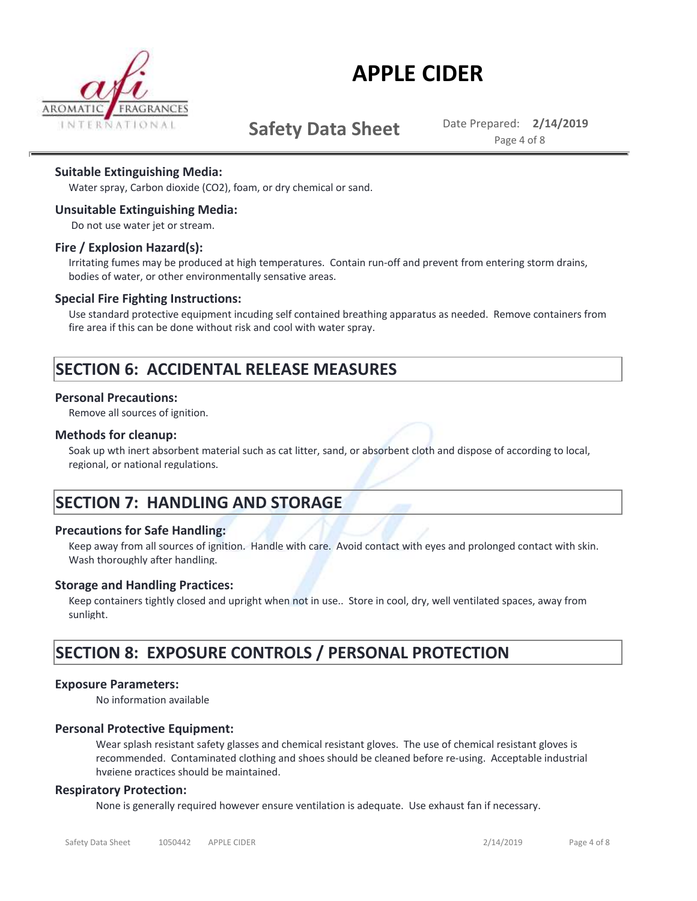**Suitable Extinguishing Media:**

Water spray, Carbon dioxide ($CO_2$), foam, or dry chemical or sand.

**Unsuitable Extinguishing Media:**

Do not use water jet or stream.

**Fire / Explosion Hazard(s):**

Irritating fumes may be produced at high temperatures. Contain run-off and prevent from entering storm drains, bodies of water, or other environmentally sensative areas.

**Special Fire Fighting Instructions:**

Use standard protective equipment incuding self contained breathing apparatus as needed. Remove containers from fire area if this can be done without risk and cool with water spray.

## SECTION 6: ACCIDENTAL RELEASE MEASURES

**Personal Precautions:**

Remove all sources of ignition.

**Methods for cleanup:**

Soak up wth inert absorbent material such as cat litter, sand, or absorbent cloth and dispose of according to local, regional, or national regulations.

## SECTION 7: HANDLING AND STORAGE

**Precautions for Safe Handling:**

Keep away from all sources of ignition. Handle with care. Avoid contact with eyes and prolonged contact with skin. Wash thoroughly after handling.

**Storage and Handling Practices:**

Keep containers tightly closed and upright when not in use.. Store in cool, dry, well ventilated spaces, away from sunlight.

## SECTION 8: EXPOSURE CONTROLS / PERSONAL PROTECTION

**Exposure Parameters:**

No information available

**Personal Protective Equipment:**

Wear splash resistant safety glasses and chemical resistant gloves. The use of chemical resistant gloves is recommended. Contaminated clothing and shoes should be cleaned before re-using. Acceptable industrial hygiene practices should be maintained.

**Respiratory Protection:**

None is generally required however ensure ventilation is adequate. Use exhaust fan if necessary.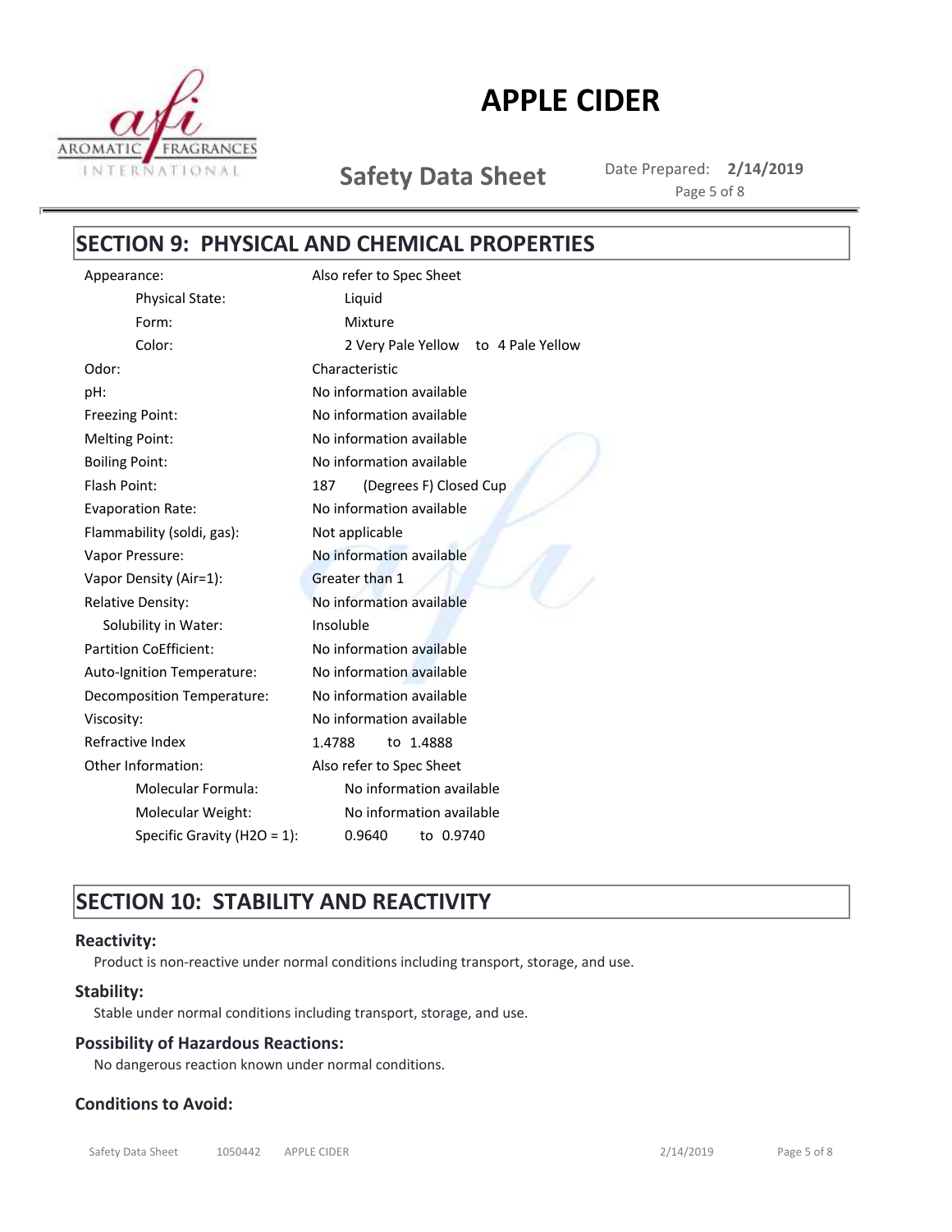## SECTION 9: PHYSICAL AND CHEMICAL PROPERTIES

| Property | Value |
|---|---|
| Appearance: | Also refer to Spec Sheet |
| Physical State: | Liquid |
| Form: | Mixture |
| Color: | 2 Very Pale Yellow to 4 Pale Yellow |
| Odor: | Characteristic |
| pH: | No information available |
| Freezing Point: | No information available |
| Melting Point: | No information available |
| Boiling Point: | No information available |
| Flash Point: | 187 (Degrees F) Closed Cup |
| Evaporation Rate: | No information available |
| Flammability (soldi, gas): | Not applicable |
| Vapor Pressure: | No information available |
| Vapor Density (Air=1): | Greater than 1 |
| Relative Density: | No information available |
| Solubility in Water: | Insoluble |
| Partition CoEfficient: | No information available |
| Auto-Ignition Temperature: | No information available |
| Decomposition Temperature: | No information available |
| Viscosity: | No information available |
| Refractive Index | 1.4788 to 1.4888 |
| Other Information: | Also refer to Spec Sheet |
| Molecular Formula: | No information available |
| Molecular Weight: | No information available |
| Specific Gravity (H2O = 1): | 0.9640 to 0.9740 |

## SECTION 10: STABILITY AND REACTIVITY

### Reactivity:

Product is non-reactive under normal conditions including transport, storage, and use.

### Stability:

Stable under normal conditions including transport, storage, and use.

### Possibility of Hazardous Reactions:

No dangerous reaction known under normal conditions.

### Conditions to Avoid: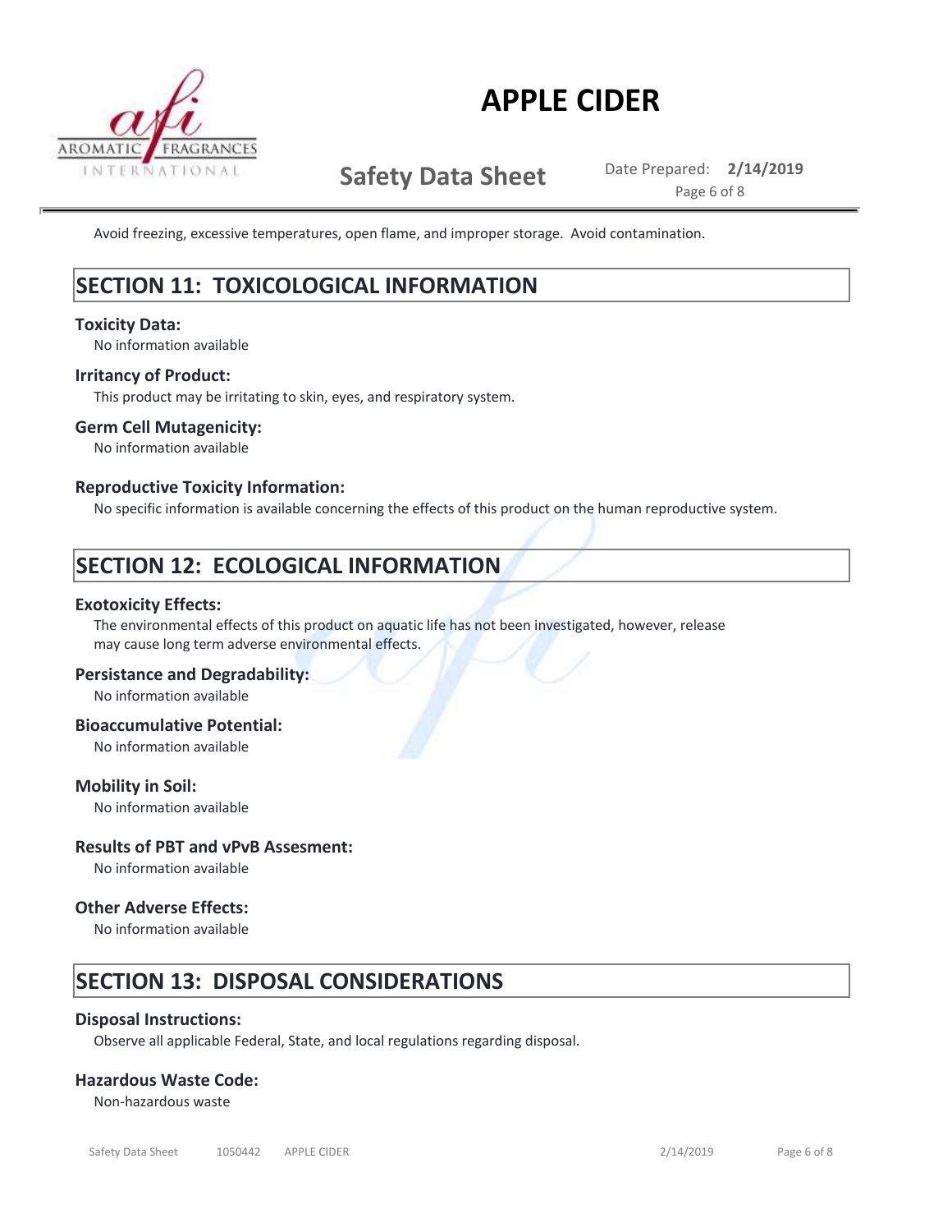Avoid freezing, excessive temperatures, open flame, and improper storage. Avoid contamination.

## SECTION 11: TOXICOLOGICAL INFORMATION

### Toxicity Data:

No information available

### Irritancy of Product:

This product may be irritating to skin, eyes, and respiratory system.

### Germ Cell Mutagenicity:

No information available

### Reproductive Toxicity Information:

No specific information is available concerning the effects of this product on the human reproductive system.

## SECTION 12: ECOLOGICAL INFORMATION

### Exotoxicity Effects:

The environmental effects of this product on aquatic life has not been investigated, however, release may cause long term adverse environmental effects.

### Persistance and Degradability:

No information available

### Bioaccumulative Potential:

No information available

### Mobility in Soil:

No information available

### Results of PBT and vPvB Assesment:

No information available

### Other Adverse Effects:

No information available

## SECTION 13: DISPOSAL CONSIDERATIONS

### Disposal Instructions:

Observe all applicable Federal, State, and local regulations regarding disposal.

### Hazardous Waste Code:

Non-hazardous waste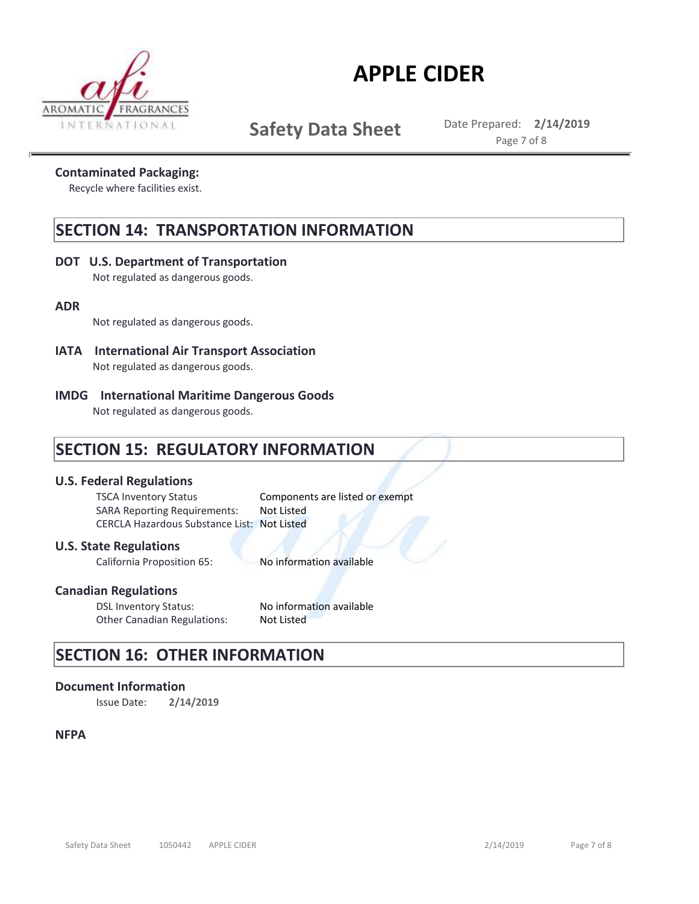**Contaminated Packaging:**

Recycle where facilities exist.

## SECTION 14: TRANSPORTATION INFORMATION

**DOT U.S. Department of Transportation**

Not regulated as dangerous goods.

**ADR**

Not regulated as dangerous goods.

**IATA International Air Transport Association**

Not regulated as dangerous goods.

**IMDG International Maritime Dangerous Goods**

Not regulated as dangerous goods.

## SECTION 15: REGULATORY INFORMATION

**U.S. Federal Regulations**

| | |
|---|---|
| TSCA Inventory Status | Components are listed or exempt |
| SARA Reporting Requirements: | Not Listed |
| CERCLA Hazardous Substance List: | Not Listed |

**U.S. State Regulations**

| | |
|---|---|
| California Proposition 65: | No information available |

**Canadian Regulations**

| | |
|---|---|
| DSL Inventory Status: | No information available |
| Other Canadian Regulations: | Not Listed |

## SECTION 16: OTHER INFORMATION

**Document Information**

Issue Date: **2/14/2019**

**NFPA**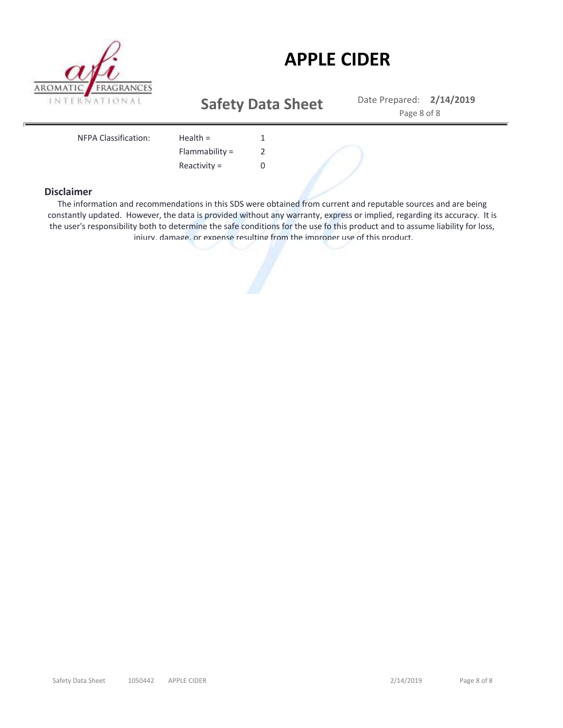| | | |
|---|---|---|
| NFPA Classification: | Health = | 1 |
| | Flammability = | 2 |
| | Reactivity = | 0 |

## Disclaimer

The information and recommendations in this SDS were obtained from current and reputable sources and are being constantly updated. However, the data is provided without any warranty, express or implied, regarding its accuracy. It is the user's responsibility both to determine the safe conditions for the use fo this product and to assume liability for loss, injury, damage, or expense resulting from the improper use of this product.